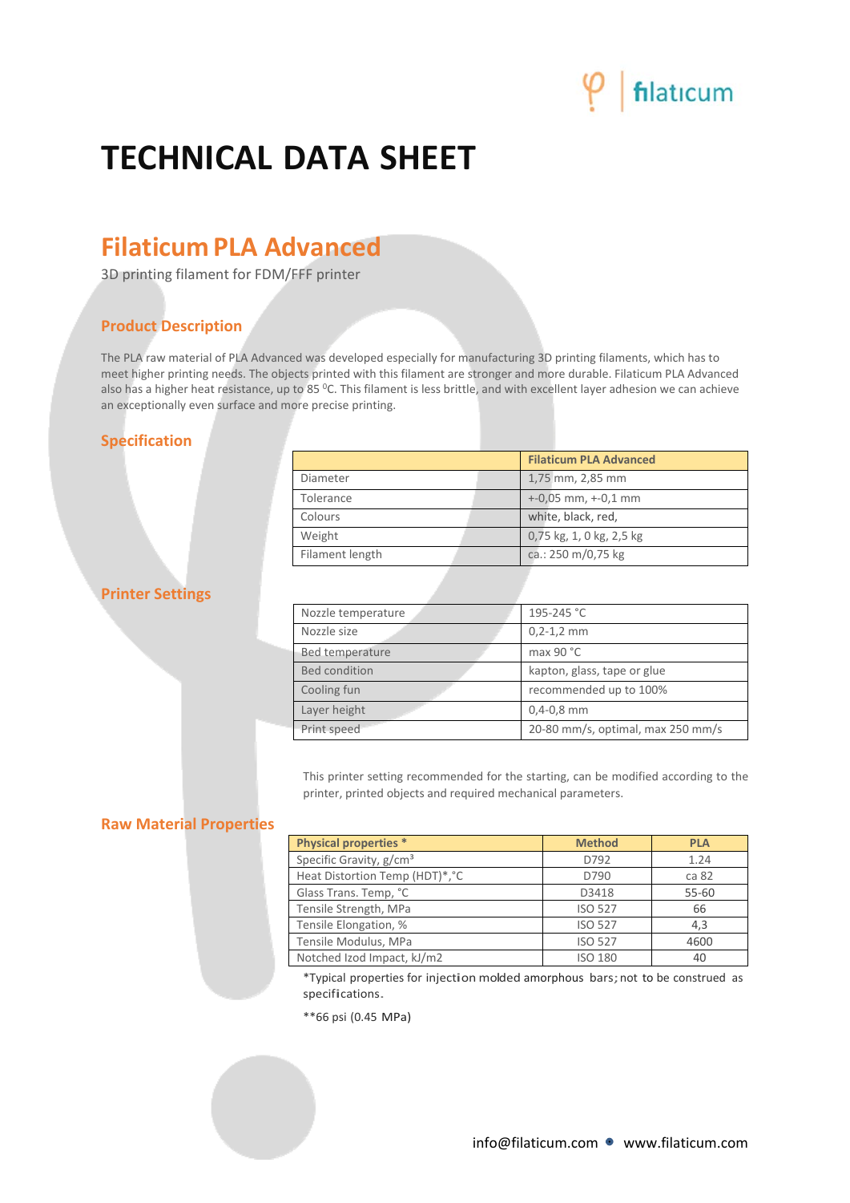# TECHNICAL DATA SHEET

## Filaticum PLA Advanced

3D printing filament for FDM/FFF printer

### Product Description

The PLA raw material of PLA Advanced was developed especially for manufacturing 3D printing filaments, which has to meet higher printing needs. The objects printed with this filament are stronger and more durable. Filaticum PLA Advanced also has a higher heat resistance, up to 85 °C. This filament is less brittle, and with excellent layer adhesion we can achieve an exceptionally even surface and more precise printing.

### Specification

| | Filaticum PLA Advanced |
|---|---|
| Diameter | 1,75 mm, 2,85 mm |
| Tolerance | +-0,05 mm, +-0,1 mm |
| Colours | white, black, red, |
| Weight | 0,75 kg, 1, 0 kg, 2,5 kg |
| Filament length | ca.: 250 m/0,75 kg |

### Printer Settings

| | |
|---|---|
| Nozzle temperature | 195-245 °C |
| Nozzle size | 0,2-1,2 mm |
| Bed temperature | max 90 °C |
| Bed condition | kapton, glass, tape or glue |
| Cooling fun | recommended up to 100% |
| Layer height | 0,4-0,8 mm |
| Print speed | 20-80 mm/s, optimal, max 250 mm/s |

This printer setting recommended for the starting, can be modified according to the printer, printed objects and required mechanical parameters.

### Raw Material Properties

| Physical properties * | Method | PLA |
|---|---|---|
| Specific Gravity, g/cm³ | D792 | 1.24 |
| Heat Distortion Temp (HDT)*,°C | D790 | ca 82 |
| Glass Trans. Temp, °C | D3418 | 55-60 |
| Tensile Strength, MPa | ISO 527 | 66 |
| Tensile Elongation, % | ISO 527 | 4,3 |
| Tensile Modulus, MPa | ISO 527 | 4600 |
| Notched Izod Impact, kJ/m2 | ISO 180 | 40 |

*Typical properties for injection molded amorphous bars; not to be construed as specifications.

**66 psi (0.45 MPa)

info@filaticum.com • www.filaticum.com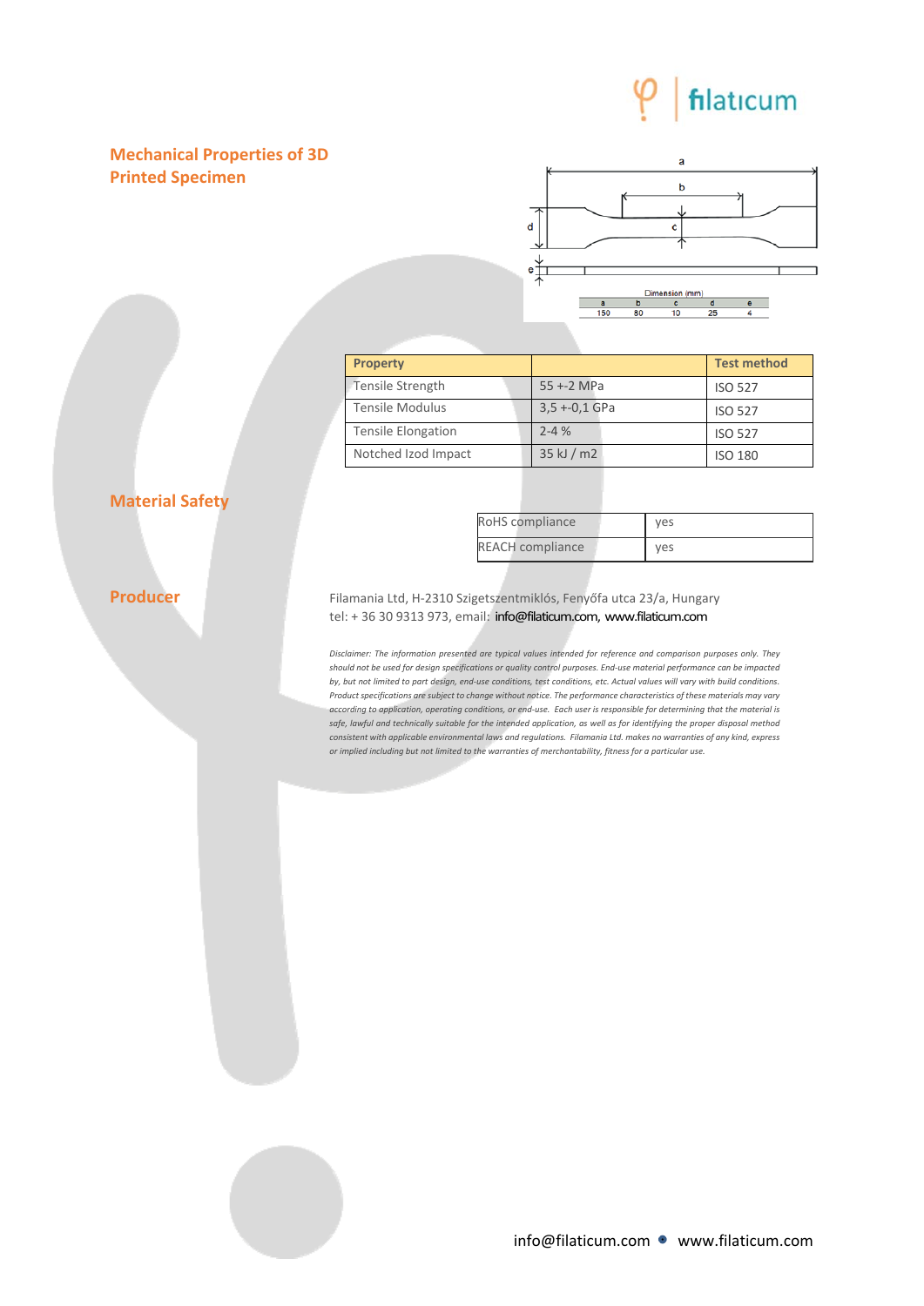## Mechanical Properties of 3D Printed Specimen

a

b

d

c

e

Dimension (mm)

| a | b | c | d | e |
|---|---|---|---|---|
| 150 | 80 | 10 | 25 | 4 |

| Property | | Test method |
|---|---|---|
| Tensile Strength | 55 +-2 MPa | ISO 527 |
| Tensile Modulus | 3,5 +-0,1 GPa | ISO 527 |
| Tensile Elongation | 2-4 % | ISO 527 |
| Notched Izod Impact | 35 kJ / m2 | ISO 180 |

## Material Safety

| | |
|---|---|
| RoHS compliance | yes |
| REACH compliance | yes |

## Producer

Filamania Ltd, H-2310 Szigetszentmiklós, Fenyőfa utca 23/a, Hungary
tel: + 36 30 9313 973, email: info@filaticum.com, www.filaticum.com

*Disclaimer: The information presented are typical values intended for reference and comparison purposes only. They should not be used for design specifications or quality control purposes. End-use material performance can be impacted by, but not limited to part design, end-use conditions, test conditions, etc. Actual values will vary with build conditions. Product specifications are subject to change without notice. The performance characteristics of these materials may vary according to application, operating conditions, or end-use. Each user is responsible for determining that the material is safe, lawful and technically suitable for the intended application, as well as for identifying the proper disposal method consistent with applicable environmental laws and regulations. Filamania Ltd. makes no warranties of any kind, express or implied including but not limited to the warranties of merchantability, fitness for a particular use.*